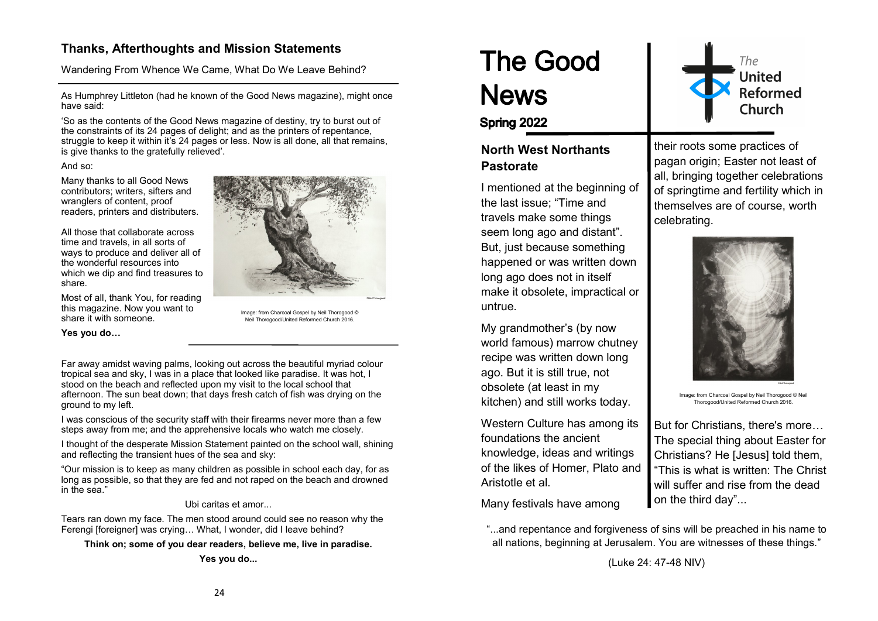## Thanks, Afterthoughts and Mission Statements

Wandering From Whence We Came, What Do We Leave Behind?

As Humphrey Littleton (had he known of the Good News magazine), might once have said:

'So as the contents of the Good News magazine of destiny, try to burst out of the constraints of its 24 pages of delight; and as the printers of repentance, struggle to keep it within it's 24 pages or less. Now is all done, all that remains, is give thanks to the gratefully relieved'.

And so:

Many thanks to all Good News contributors; writers, sifters and wranglers of content, proof readers, printers and distributers.

All those that collaborate across time and travels, in all sorts of ways to produce and deliver all of the wonderful resources into which we dip and find treasures to share.

Most of all, thank You, for reading this magazine. Now you want to share it with someone.

Image: from Charcoal Gospel by Neil Thorogood © Neil Thorogood/United Reformed Church 2016.

**Yes you do…**

Far away amidst waving palms, looking out across the beautiful myriad colour tropical sea and sky, I was in a place that looked like paradise. It was hot, I stood on the beach and reflected upon my visit to the local school that afternoon. The sun beat down; that days fresh catch of fish was drying on the ground to my left.

I was conscious of the security staff with their firearms never more than a few steps away from me; and the apprehensive locals who watch me closely.

I thought of the desperate Mission Statement painted on the school wall, shining and reflecting the transient hues of the sea and sky:

"Our mission is to keep as many children as possible in school each day, for as long as possible, so that they are fed and not raped on the beach and drowned in the sea."

Ubi caritas et amor...

Tears ran down my face. The men stood around could see no reason why the Ferengi [foreigner] was crying… What, I wonder, did I leave behind?

**Think on; some of you dear readers, believe me, live in paradise.**

**Yes you do...**

# The Good News

**Spring 2022**

The United Reformed Church

## North West Northants Pastorate

I mentioned at the beginning of the last issue; "Time and travels make some things seem long ago and distant". But, just because something happened or was written down long ago does not in itself make it obsolete, impractical or untrue.

My grandmother's (by now world famous) marrow chutney recipe was written down long ago. But it is still true, not obsolete (at least in my kitchen) and still works today.

Western Culture has among its foundations the ancient knowledge, ideas and writings of the likes of Homer, Plato and Aristotle et al.

Many festivals have among their roots some practices of pagan origin; Easter not least of all, bringing together celebrations of springtime and fertility which in themselves are of course, worth celebrating.

Image: from Charcoal Gospel by Neil Thorogood © Neil Thorogood/United Reformed Church 2016.

But for Christians, there's more… The special thing about Easter for Christians? He [Jesus] told them, "This is what is written: The Christ will suffer and rise from the dead on the third day"...

"...and repentance and forgiveness of sins will be preached in his name to all nations, beginning at Jerusalem. You are witnesses of these things."

(Luke 24: 47-48 NIV)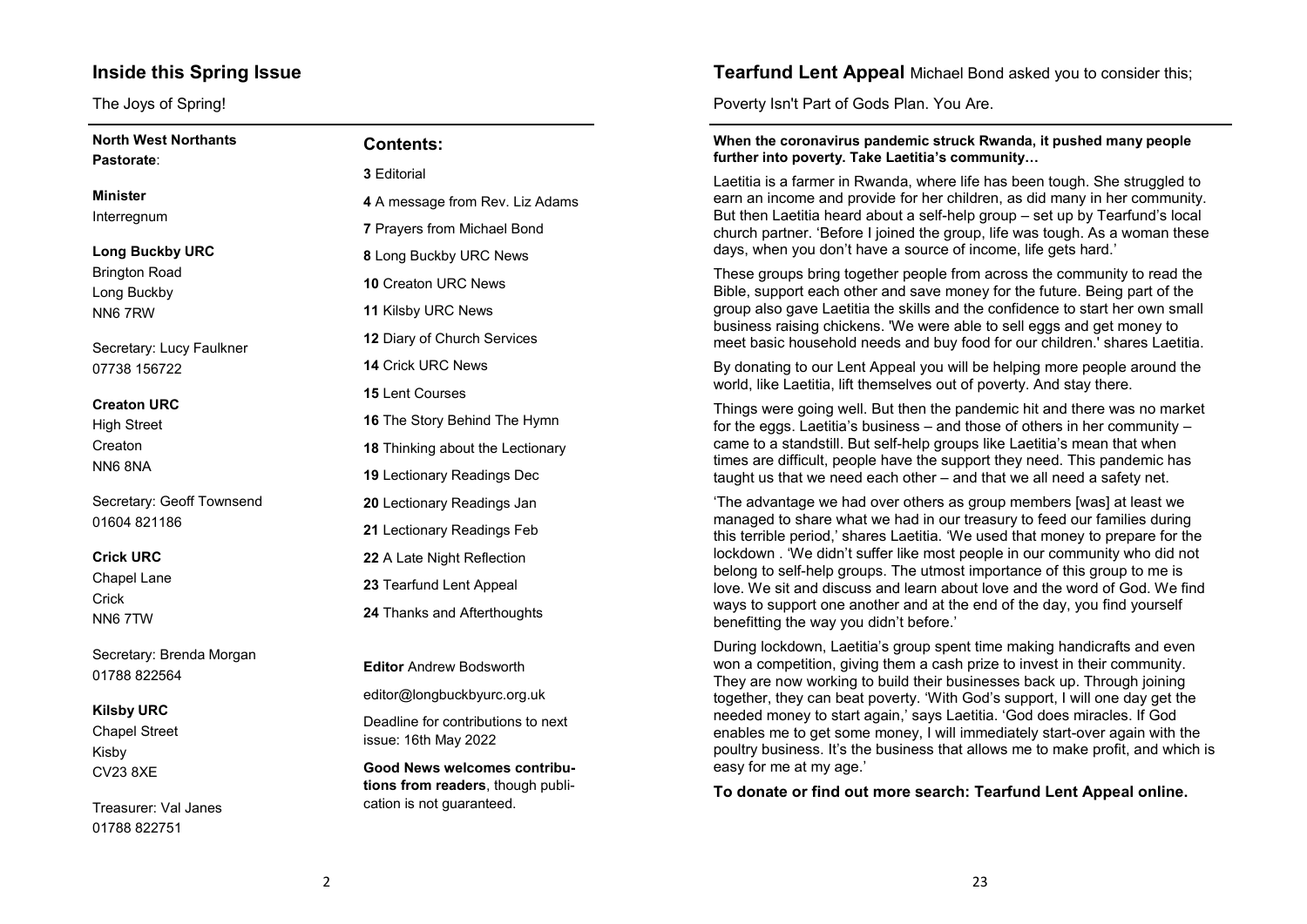## Inside this Spring Issue

The Joys of Spring!

**North West Northants Pastorate**:

**Minister**
Interregnum

**Long Buckby URC**
Brington Road
Long Buckby
NN6 7RW

Secretary: Lucy Faulkner
07738 156722

**Creaton URC**
High Street
Creaton
NN6 8NA

Secretary: Geoff Townsend
01604 821186

**Crick URC**
Chapel Lane
Crick
NN6 7TW

Secretary: Brenda Morgan
01788 822564

**Kilsby URC**
Chapel Street
Kisby
CV23 8XE

Treasurer: Val Janes
01788 822751

### Contents:

**3** Editorial
**4** A message from Rev. Liz Adams
**7** Prayers from Michael Bond
**8** Long Buckby URC News
**10** Creaton URC News
**11** Kilsby URC News
**12** Diary of Church Services
**14** Crick URC News
**15** Lent Courses
**16** The Story Behind The Hymn
**18** Thinking about the Lectionary
**19** Lectionary Readings Dec
**20** Lectionary Readings Jan
**21** Lectionary Readings Feb
**22** A Late Night Reflection
**23** Tearfund Lent Appeal
**24** Thanks and Afterthoughts

**Editor** Andrew Bodsworth

editor@longbuckbyurc.org.uk

Deadline for contributions to next issue: 16th May 2022

**Good News welcomes contributions from readers**, though publication is not guaranteed.

## Tearfund Lent Appeal

Michael Bond asked you to consider this;

Poverty Isn't Part of Gods Plan. You Are.

**When the coronavirus pandemic struck Rwanda, it pushed many people further into poverty. Take Laetitia's community…**

Laetitia is a farmer in Rwanda, where life has been tough. She struggled to earn an income and provide for her children, as did many in her community. But then Laetitia heard about a self-help group – set up by Tearfund's local church partner. 'Before I joined the group, life was tough. As a woman these days, when you don't have a source of income, life gets hard.'

These groups bring together people from across the community to read the Bible, support each other and save money for the future. Being part of the group also gave Laetitia the skills and the confidence to start her own small business raising chickens. 'We were able to sell eggs and get money to meet basic household needs and buy food for our children.' shares Laetitia.

By donating to our Lent Appeal you will be helping more people around the world, like Laetitia, lift themselves out of poverty. And stay there.

Things were going well. But then the pandemic hit and there was no market for the eggs. Laetitia's business – and those of others in her community – came to a standstill. But self-help groups like Laetitia's mean that when times are difficult, people have the support they need. This pandemic has taught us that we need each other – and that we all need a safety net.

'The advantage we had over others as group members [was] at least we managed to share what we had in our treasury to feed our families during this terrible period,' shares Laetitia. 'We used that money to prepare for the lockdown . 'We didn't suffer like most people in our community who did not belong to self-help groups. The utmost importance of this group to me is love. We sit and discuss and learn about love and the word of God. We find ways to support one another and at the end of the day, you find yourself benefitting the way you didn't before.'

During lockdown, Laetitia's group spent time making handicrafts and even won a competition, giving them a cash prize to invest in their community. They are now working to build their businesses back up. Through joining together, they can beat poverty. 'With God's support, I will one day get the needed money to start again,' says Laetitia. 'God does miracles. If God enables me to get some money, I will immediately start-over again with the poultry business. It's the business that allows me to make profit, and which is easy for me at my age.'

**To donate or find out more search: Tearfund Lent Appeal online.**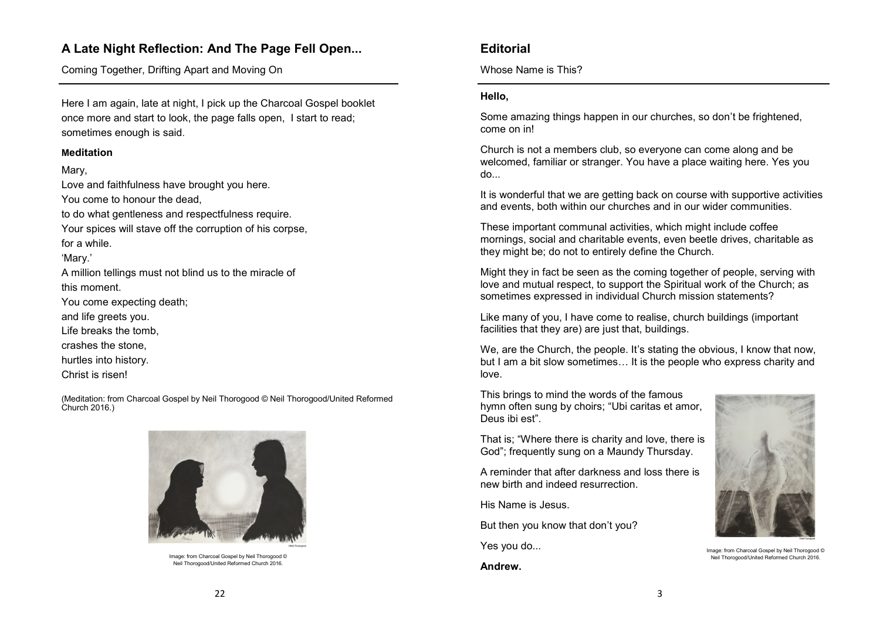## A Late Night Reflection: And The Page Fell Open...

Coming Together, Drifting Apart and Moving On

Here I am again, late at night, I pick up the Charcoal Gospel booklet once more and start to look, the page falls open, I start to read; sometimes enough is said.

**Meditation**

Mary,
Love and faithfulness have brought you here.
You come to honour the dead,
to do what gentleness and respectfulness require.
Your spices will stave off the corruption of his corpse,
for a while.
'Mary.'
A million tellings must not blind us to the miracle of
this moment.
You come expecting death;
and life greets you.
Life breaks the tomb,
crashes the stone,
hurtles into history.
Christ is risen!

(Meditation: from Charcoal Gospel by Neil Thorogood © Neil Thorogood/United Reformed Church 2016.)

Image: from Charcoal Gospel by Neil Thorogood © Neil Thorogood/United Reformed Church 2016.

## Editorial

Whose Name is This?

**Hello,**

Some amazing things happen in our churches, so don't be frightened, come on in!

Church is not a members club, so everyone can come along and be welcomed, familiar or stranger. You have a place waiting here. Yes you do...

It is wonderful that we are getting back on course with supportive activities and events, both within our churches and in our wider communities.

These important communal activities, which might include coffee mornings, social and charitable events, even beetle drives, charitable as they might be; do not to entirely define the Church.

Might they in fact be seen as the coming together of people, serving with love and mutual respect, to support the Spiritual work of the Church; as sometimes expressed in individual Church mission statements?

Like many of you, I have come to realise, church buildings (important facilities that they are) are just that, buildings.

We, are the Church, the people. It's stating the obvious, I know that now, but I am a bit slow sometimes… It is the people who express charity and love.

This brings to mind the words of the famous hymn often sung by choirs; "Ubi caritas et amor, Deus ibi est".

That is; "Where there is charity and love, there is God"; frequently sung on a Maundy Thursday.

A reminder that after darkness and loss there is new birth and indeed resurrection.

His Name is Jesus.

But then you know that don't you?

Yes you do...

**Andrew.**

Image: from Charcoal Gospel by Neil Thorogood © Neil Thorogood/United Reformed Church 2016.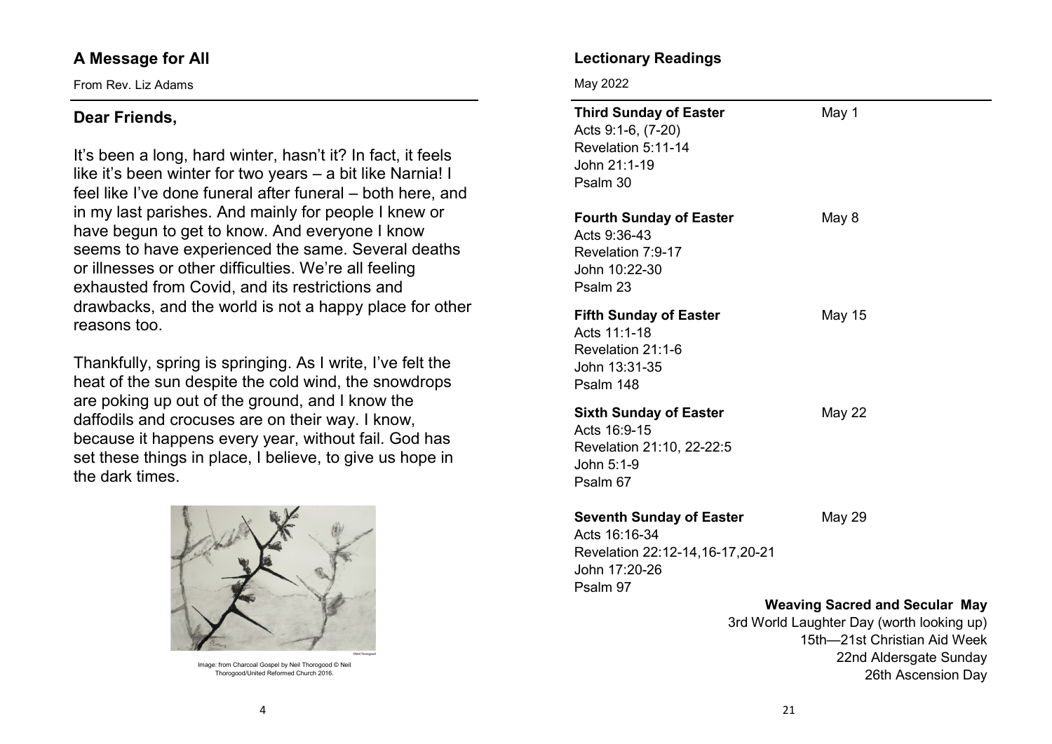## A Message for All

From Rev. Liz Adams

### Dear Friends,

It's been a long, hard winter, hasn't it? In fact, it feels like it's been winter for two years – a bit like Narnia! I feel like I've done funeral after funeral – both here, and in my last parishes. And mainly for people I knew or have begun to get to know. And everyone I know seems to have experienced the same. Several deaths or illnesses or other difficulties. We're all feeling exhausted from Covid, and its restrictions and drawbacks, and the world is not a happy place for other reasons too.

Thankfully, spring is springing. As I write, I've felt the heat of the sun despite the cold wind, the snowdrops are poking up out of the ground, and I know the daffodils and crocuses are on their way. I know, because it happens every year, without fail. God has set these things in place, I believe, to give us hope in the dark times.

Image: from Charcoal Gospel by Neil Thorogood © Neil Thorogood/United Reformed Church 2016.

## Lectionary Readings

May 2022

**Third Sunday of Easter** — May 1
Acts 9:1-6, (7-20)
Revelation 5:11-14
John 21:1-19
Psalm 30

**Fourth Sunday of Easter** — May 8
Acts 9:36-43
Revelation 7:9-17
John 10:22-30
Psalm 23

**Fifth Sunday of Easter** — May 15
Acts 11:1-18
Revelation 21:1-6
John 13:31-35
Psalm 148

**Sixth Sunday of Easter** — May 22
Acts 16:9-15
Revelation 21:10, 22-22:5
John 5:1-9
Psalm 67

**Seventh Sunday of Easter** — May 29
Acts 16:16-34
Revelation 22:12-14,16-17,20-21
John 17:20-26
Psalm 97

**Weaving Sacred and Secular May**

3rd World Laughter Day (worth looking up)
15th—21st Christian Aid Week
22nd Aldersgate Sunday
26th Ascension Day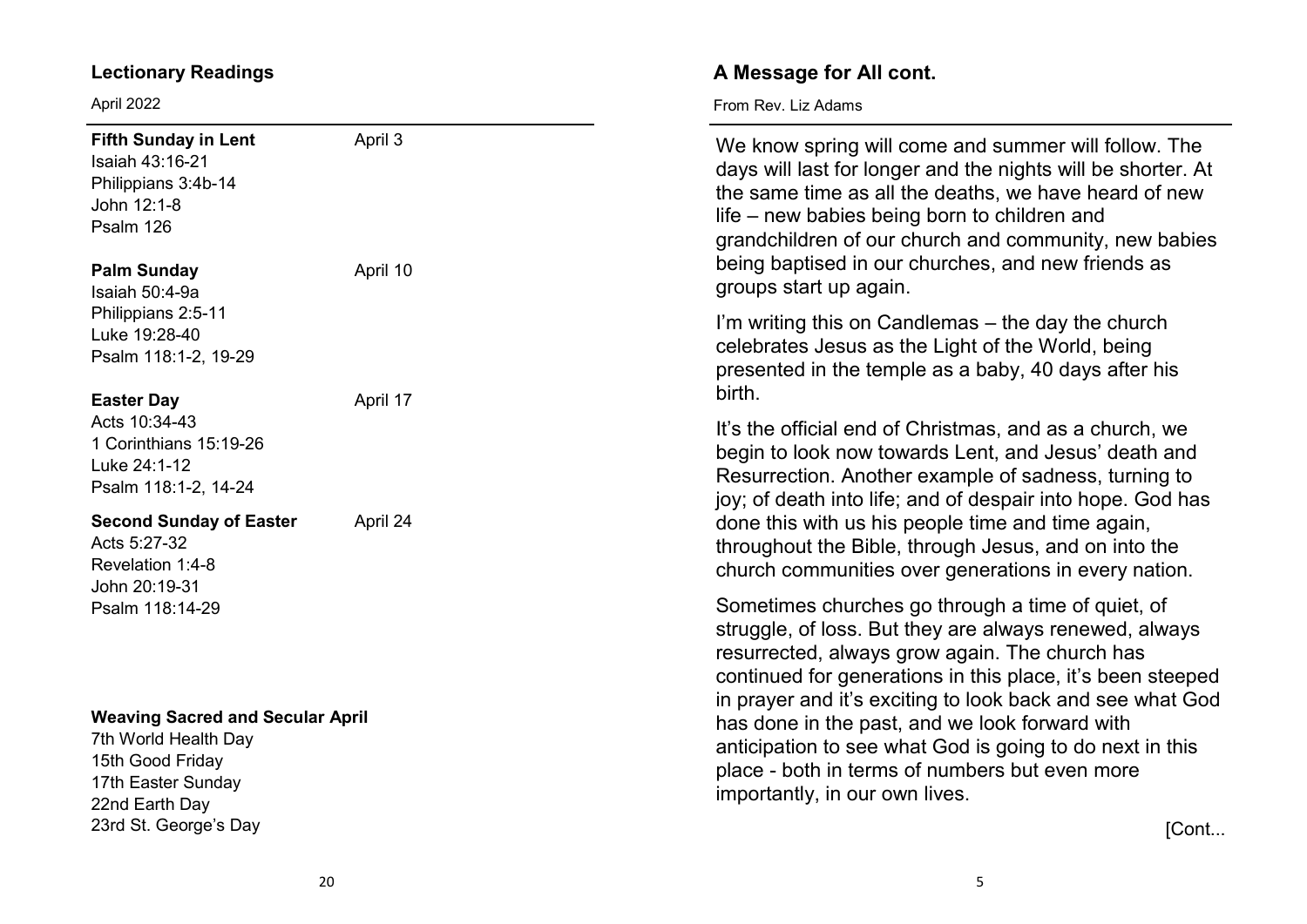## Lectionary Readings

April 2022

**Fifth Sunday in Lent** April 3
Isaiah 43:16-21
Philippians 3:4b-14
John 12:1-8
Psalm 126

**Palm Sunday** April 10
Isaiah 50:4-9a
Philippians 2:5-11
Luke 19:28-40
Psalm 118:1-2, 19-29

**Easter Day** April 17
Acts 10:34-43
1 Corinthians 15:19-26
Luke 24:1-12
Psalm 118:1-2, 14-24

**Second Sunday of Easter** April 24
Acts 5:27-32
Revelation 1:4-8
John 20:19-31
Psalm 118:14-29

**Weaving Sacred and Secular April**

7th World Health Day
15th Good Friday
17th Easter Sunday
22nd Earth Day
23rd St. George's Day

## A Message for All cont.

From Rev. Liz Adams

We know spring will come and summer will follow. The days will last for longer and the nights will be shorter. At the same time as all the deaths, we have heard of new life – new babies being born to children and grandchildren of our church and community, new babies being baptised in our churches, and new friends as groups start up again.

I'm writing this on Candlemas – the day the church celebrates Jesus as the Light of the World, being presented in the temple as a baby, 40 days after his birth.

It's the official end of Christmas, and as a church, we begin to look now towards Lent, and Jesus' death and Resurrection. Another example of sadness, turning to joy; of death into life; and of despair into hope. God has done this with us his people time and time again, throughout the Bible, through Jesus, and on into the church communities over generations in every nation.

Sometimes churches go through a time of quiet, of struggle, of loss. But they are always renewed, always resurrected, always grow again. The church has continued for generations in this place, it's been steeped in prayer and it's exciting to look back and see what God has done in the past, and we look forward with anticipation to see what God is going to do next in this place - both in terms of numbers but even more importantly, in our own lives.

[Cont...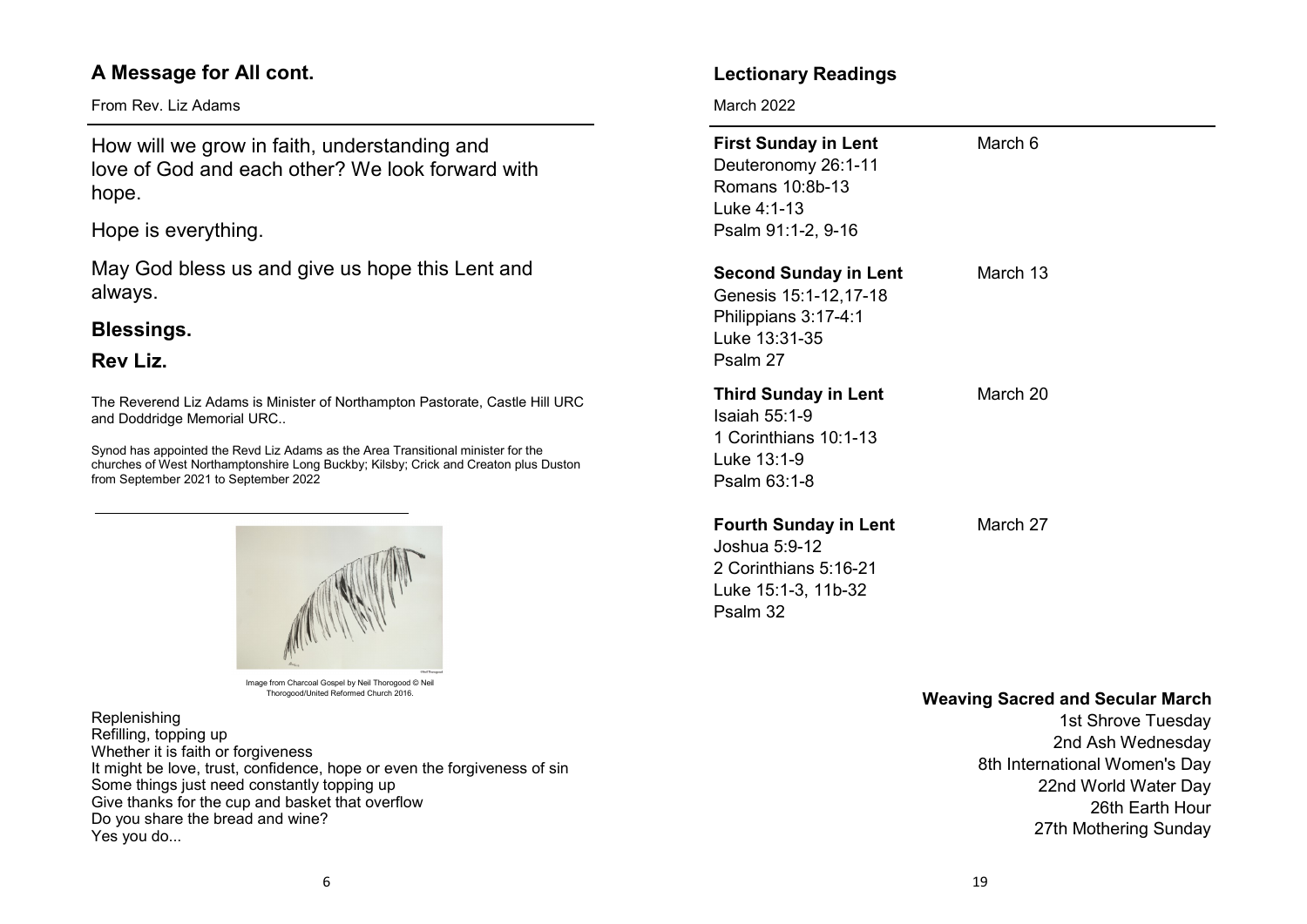## A Message for All cont.

From Rev. Liz Adams

How will we grow in faith, understanding and love of God and each other? We look forward with hope.

Hope is everything.

May God bless us and give us hope this Lent and always.

**Blessings.**

**Rev Liz.**

The Reverend Liz Adams is Minister of Northampton Pastorate, Castle Hill URC and Doddridge Memorial URC..

Synod has appointed the Revd Liz Adams as the Area Transitional minister for the churches of West Northamptonshire Long Buckby; Kilsby; Crick and Creaton plus Duston from September 2021 to September 2022

Image from Charcoal Gospel by Neil Thorogood © Neil Thorogood/United Reformed Church 2016.

Replenishing
Refilling, topping up
Whether it is faith or forgiveness
It might be love, trust, confidence, hope or even the forgiveness of sin
Some things just need constantly topping up
Give thanks for the cup and basket that overflow
Do you share the bread and wine?
Yes you do...

## Lectionary Readings

March 2022

**First Sunday in Lent** — March 6
Deuteronomy 26:1-11
Romans 10:8b-13
Luke 4:1-13
Psalm 91:1-2, 9-16

**Second Sunday in Lent** — March 13
Genesis 15:1-12,17-18
Philippians 3:17-4:1
Luke 13:31-35
Psalm 27

**Third Sunday in Lent** — March 20
Isaiah 55:1-9
1 Corinthians 10:1-13
Luke 13:1-9
Psalm 63:1-8

**Fourth Sunday in Lent** — March 27
Joshua 5:9-12
2 Corinthians 5:16-21
Luke 15:1-3, 11b-32
Psalm 32

**Weaving Sacred and Secular March**

1st Shrove Tuesday
2nd Ash Wednesday
8th International Women's Day
22nd World Water Day
26th Earth Hour
27th Mothering Sunday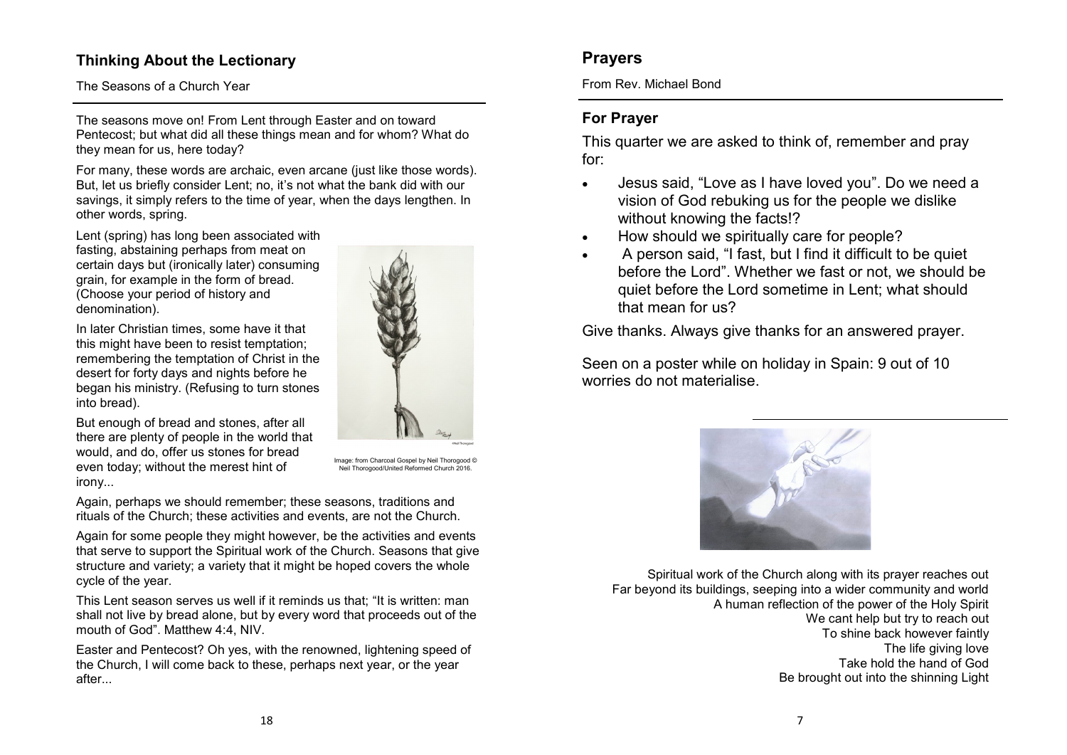## Thinking About the Lectionary

The Seasons of a Church Year

The seasons move on! From Lent through Easter and on toward Pentecost; but what did all these things mean and for whom? What do they mean for us, here today?

For many, these words are archaic, even arcane (just like those words). But, let us briefly consider Lent; no, it's not what the bank did with our savings, it simply refers to the time of year, when the days lengthen. In other words, spring.

Lent (spring) has long been associated with fasting, abstaining perhaps from meat on certain days but (ironically later) consuming grain, for example in the form of bread. (Choose your period of history and denomination).

In later Christian times, some have it that this might have been to resist temptation; remembering the temptation of Christ in the desert for forty days and nights before he began his ministry. (Refusing to turn stones into bread).

But enough of bread and stones, after all there are plenty of people in the world that would, and do, offer us stones for bread even today; without the merest hint of irony...

Image: from Charcoal Gospel by Neil Thorogood © Neil Thorogood/United Reformed Church 2016.

Again, perhaps we should remember; these seasons, traditions and rituals of the Church; these activities and events, are not the Church.

Again for some people they might however, be the activities and events that serve to support the Spiritual work of the Church. Seasons that give structure and variety; a variety that it might be hoped covers the whole cycle of the year.

This Lent season serves us well if it reminds us that; "It is written: man shall not live by bread alone, but by every word that proceeds out of the mouth of God". Matthew 4:4, NIV.

Easter and Pentecost? Oh yes, with the renowned, lightening speed of the Church, I will come back to these, perhaps next year, or the year after...

## Prayers

From Rev. Michael Bond

### For Prayer

This quarter we are asked to think of, remember and pray for:

- Jesus said, "Love as I have loved you". Do we need a vision of God rebuking us for the people we dislike without knowing the facts!?
- How should we spiritually care for people?
- A person said, "I fast, but I find it difficult to be quiet before the Lord". Whether we fast or not, we should be quiet before the Lord sometime in Lent; what should that mean for us?

Give thanks. Always give thanks for an answered prayer.

Seen on a poster while on holiday in Spain: 9 out of 10 worries do not materialise.

Spiritual work of the Church along with its prayer reaches out
Far beyond its buildings, seeping into a wider community and world
A human reflection of the power of the Holy Spirit
We cant help but try to reach out
To shine back however faintly
The life giving love
Take hold the hand of God
Be brought out into the shinning Light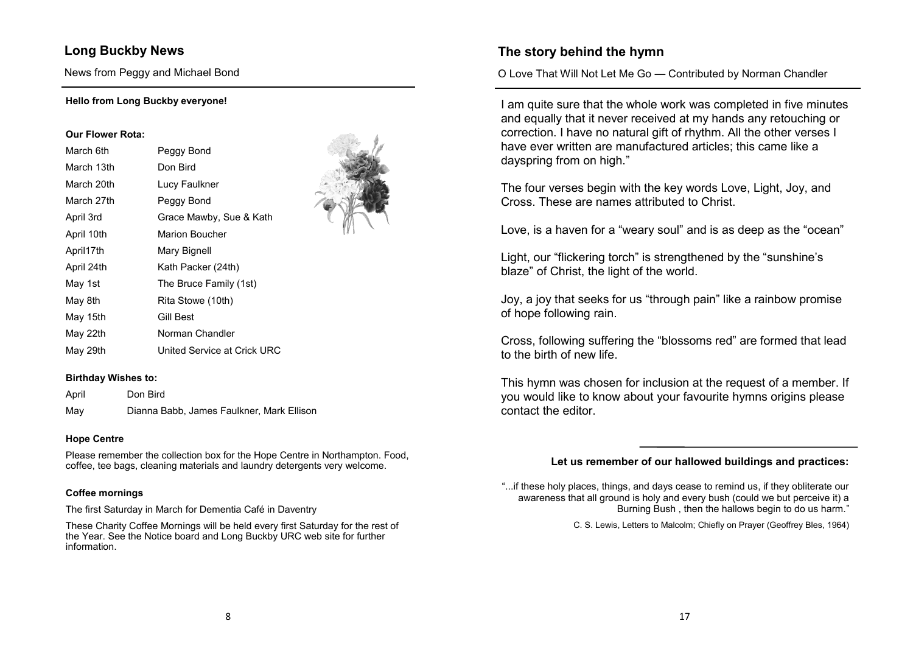## Long Buckby News

News from Peggy and Michael Bond

**Hello from Long Buckby everyone!**

**Our Flower Rota:**

| | |
|---|---|
| March 6th | Peggy Bond |
| March 13th | Don Bird |
| March 20th | Lucy Faulkner |
| March 27th | Peggy Bond |
| April 3rd | Grace Mawby, Sue & Kath |
| April 10th | Marion Boucher |
| April17th | Mary Bignell |
| April 24th | Kath Packer (24th) |
| May 1st | The Bruce Family (1st) |
| May 8th | Rita Stowe (10th) |
| May 15th | Gill Best |
| May 22th | Norman Chandler |
| May 29th | United Service at Crick URC |

**Birthday Wishes to:**

| | |
|---|---|
| April | Don Bird |
| May | Dianna Babb, James Faulkner, Mark Ellison |

**Hope Centre**

Please remember the collection box for the Hope Centre in Northampton. Food, coffee, tee bags, cleaning materials and laundry detergents very welcome.

**Coffee mornings**

The first Saturday in March for Dementia Café in Daventry

These Charity Coffee Mornings will be held every first Saturday for the rest of the Year. See the Notice board and Long Buckby URC web site for further information.

## The story behind the hymn

O Love That Will Not Let Me Go — Contributed by Norman Chandler

I am quite sure that the whole work was completed in five minutes and equally that it never received at my hands any retouching or correction. I have no natural gift of rhythm. All the other verses I have ever written are manufactured articles; this came like a dayspring from on high."

The four verses begin with the key words Love, Light, Joy, and Cross. These are names attributed to Christ.

Love, is a haven for a "weary soul" and is as deep as the "ocean"

Light, our "flickering torch" is strengthened by the "sunshine's blaze" of Christ, the light of the world.

Joy, a joy that seeks for us "through pain" like a rainbow promise of hope following rain.

Cross, following suffering the "blossoms red" are formed that lead to the birth of new life.

This hymn was chosen for inclusion at the request of a member. If you would like to know about your favourite hymns origins please contact the editor.

**Let us remember of our hallowed buildings and practices:**

"...if these holy places, things, and days cease to remind us, if they obliterate our awareness that all ground is holy and every bush (could we but perceive it) a Burning Bush , then the hallows begin to do us harm."

C. S. Lewis, Letters to Malcolm; Chiefly on Prayer (Geoffrey Bles, 1964)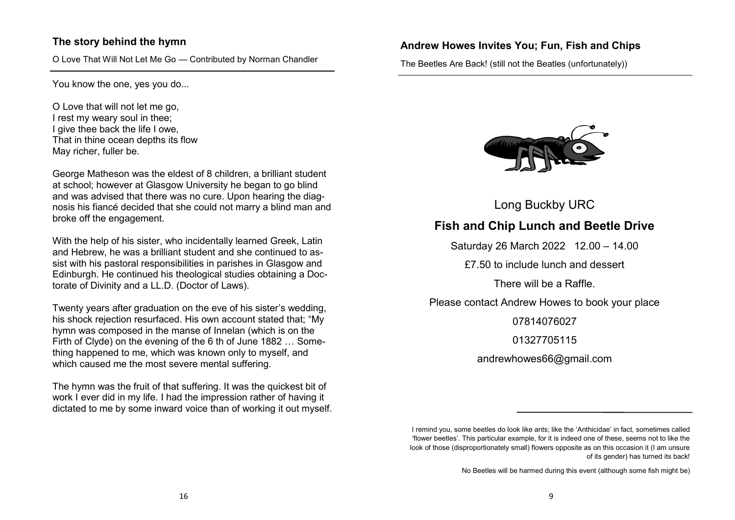## The story behind the hymn

O Love That Will Not Let Me Go — Contributed by Norman Chandler

You know the one, yes you do...

O Love that will not let me go,
I rest my weary soul in thee;
I give thee back the life I owe,
That in thine ocean depths its flow
May richer, fuller be.

George Matheson was the eldest of 8 children, a brilliant student at school; however at Glasgow University he began to go blind and was advised that there was no cure. Upon hearing the diagnosis his fiancé decided that she could not marry a blind man and broke off the engagement.

With the help of his sister, who incidentally learned Greek, Latin and Hebrew, he was a brilliant student and she continued to assist with his pastoral responsibilities in parishes in Glasgow and Edinburgh. He continued his theological studies obtaining a Doctorate of Divinity and a LL.D. (Doctor of Laws).

Twenty years after graduation on the eve of his sister's wedding, his shock rejection resurfaced. His own account stated that; "My hymn was composed in the manse of Innelan (which is on the Firth of Clyde) on the evening of the 6 th of June 1882 … Something happened to me, which was known only to myself, and which caused me the most severe mental suffering.

The hymn was the fruit of that suffering. It was the quickest bit of work I ever did in my life. I had the impression rather of having it dictated to me by some inward voice than of working it out myself.

## Andrew Howes Invites You; Fun, Fish and Chips

The Beetles Are Back! (still not the Beatles (unfortunately))

Long Buckby URC

**Fish and Chip Lunch and Beetle Drive**

Saturday 26 March 2022 12.00 – 14.00

£7.50 to include lunch and dessert

There will be a Raffle.

Please contact Andrew Howes to book your place

07814076027

01327705115

andrewhowes66@gmail.com

I remind you, some beetles do look like ants; like the 'Anthicidae' in fact, sometimes called 'flower beetles'. This particular example, for it is indeed one of these, seems not to like the look of those (disproportionately small) flowers opposite as on this occasion it (I am unsure of its gender) has turned its back!

No Beetles will be harmed during this event (although some fish might be)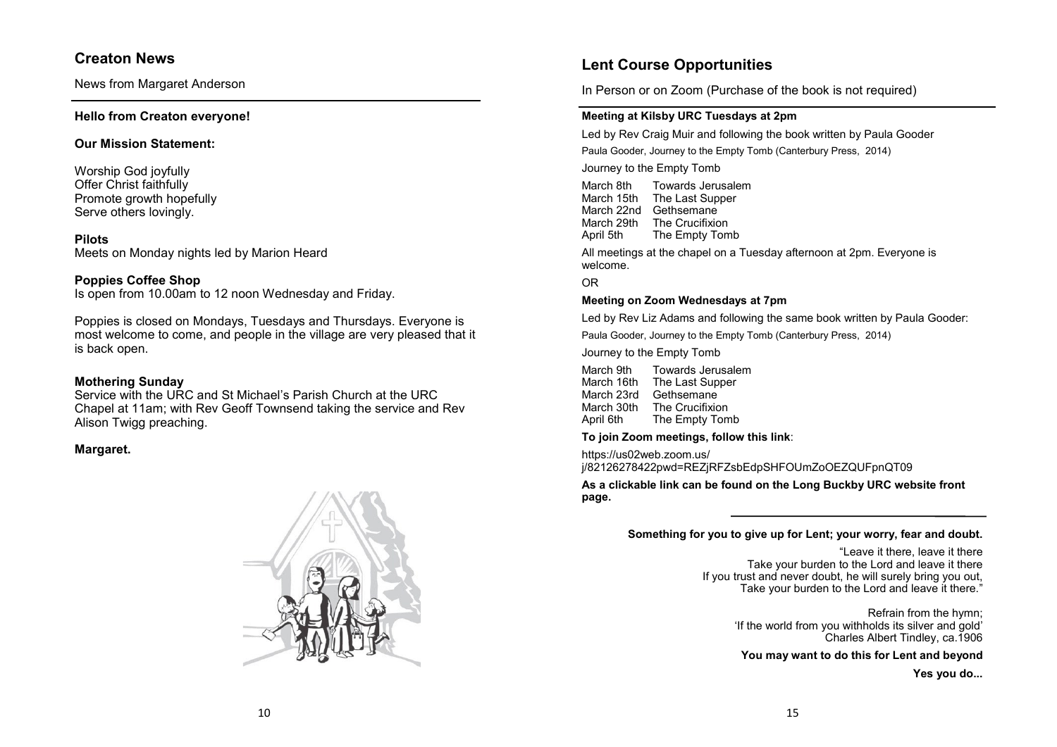## Creaton News

News from Margaret Anderson

**Hello from Creaton everyone!**

**Our Mission Statement:**

Worship God joyfully
Offer Christ faithfully
Promote growth hopefully
Serve others lovingly.

**Pilots**
Meets on Monday nights led by Marion Heard

**Poppies Coffee Shop**
Is open from 10.00am to 12 noon Wednesday and Friday.

Poppies is closed on Mondays, Tuesdays and Thursdays. Everyone is most welcome to come, and people in the village are very pleased that it is back open.

**Mothering Sunday**
Service with the URC and St Michael's Parish Church at the URC Chapel at 11am; with Rev Geoff Townsend taking the service and Rev Alison Twigg preaching.

**Margaret.**

## Lent Course Opportunities

In Person or on Zoom (Purchase of the book is not required)

**Meeting at Kilsby URC Tuesdays at 2pm**

Led by Rev Craig Muir and following the book written by Paula Gooder

Paula Gooder, Journey to the Empty Tomb (Canterbury Press, 2014)

Journey to the Empty Tomb

| | |
|---|---|
| March 8th | Towards Jerusalem |
| March 15th | The Last Supper |
| March 22nd | Gethsemane |
| March 29th | The Crucifixion |
| April 5th | The Empty Tomb |

All meetings at the chapel on a Tuesday afternoon at 2pm. Everyone is welcome.

OR

**Meeting on Zoom Wednesdays at 7pm**

Led by Rev Liz Adams and following the same book written by Paula Gooder:

Paula Gooder, Journey to the Empty Tomb (Canterbury Press, 2014)

Journey to the Empty Tomb

| | |
|---|---|
| March 9th | Towards Jerusalem |
| March 16th | The Last Supper |
| March 23rd | Gethsemane |
| March 30th | The Crucifixion |
| April 6th | The Empty Tomb |

**To join Zoom meetings, follow this link**:

https://us02web.zoom.us/j/82126278422pwd=REZjRFZsbEdpSHFOUmZoOEZQUFpnQT09

**As a clickable link can be found on the Long Buckby URC website front page.**

**Something for you to give up for Lent; your worry, fear and doubt.**

"Leave it there, leave it there
Take your burden to the Lord and leave it there
If you trust and never doubt, he will surely bring you out,
Take your burden to the Lord and leave it there."

Refrain from the hymn;
'If the world from you withholds its silver and gold'
Charles Albert Tindley, ca.1906

**You may want to do this for Lent and beyond**

**Yes you do...**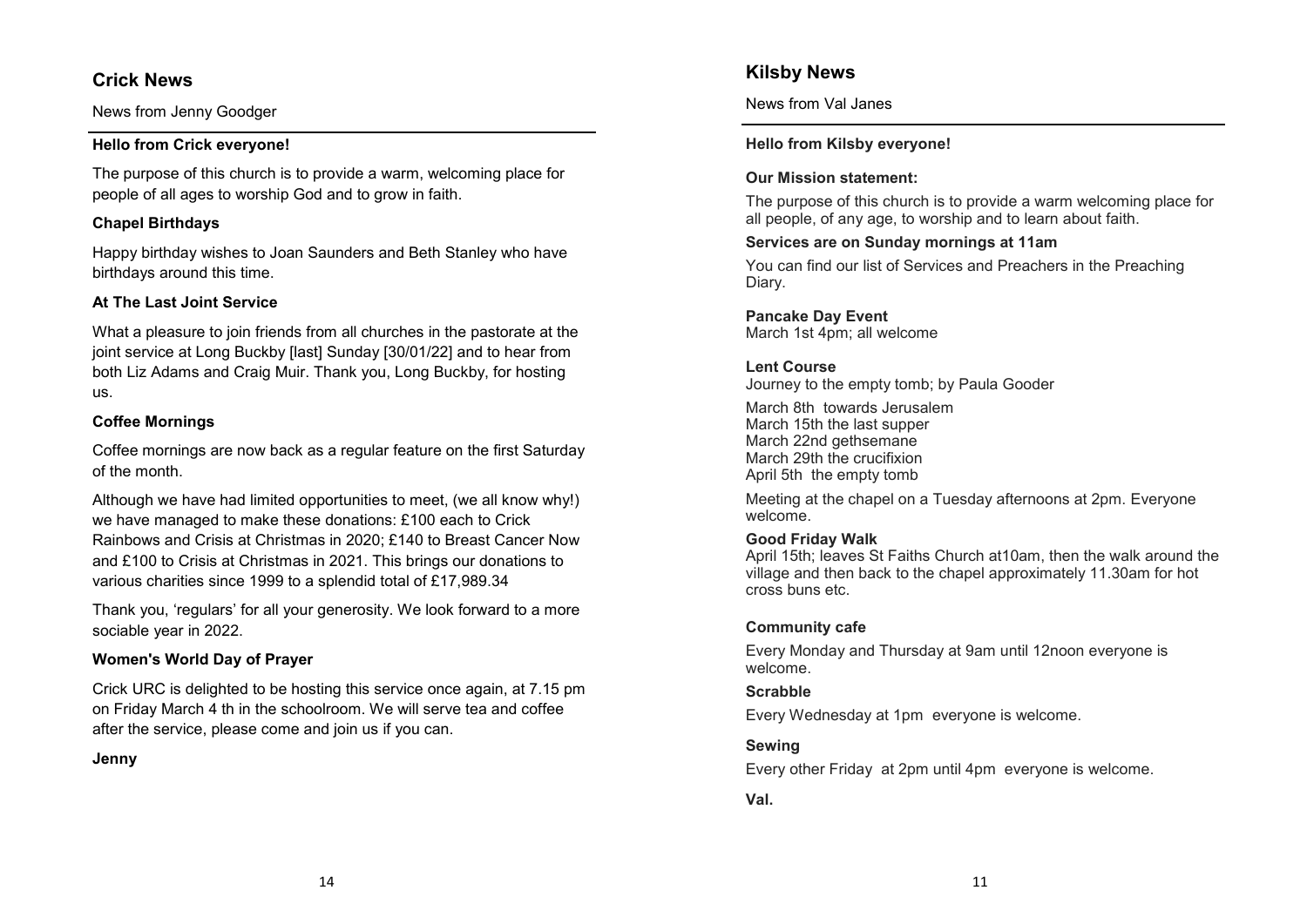## Crick News

News from Jenny Goodger

**Hello from Crick everyone!**

The purpose of this church is to provide a warm, welcoming place for people of all ages to worship God and to grow in faith.

### Chapel Birthdays

Happy birthday wishes to Joan Saunders and Beth Stanley who have birthdays around this time.

### At The Last Joint Service

What a pleasure to join friends from all churches in the pastorate at the joint service at Long Buckby [last] Sunday [30/01/22] and to hear from both Liz Adams and Craig Muir. Thank you, Long Buckby, for hosting us.

### Coffee Mornings

Coffee mornings are now back as a regular feature on the first Saturday of the month.

Although we have had limited opportunities to meet, (we all know why!) we have managed to make these donations: £100 each to Crick Rainbows and Crisis at Christmas in 2020; £140 to Breast Cancer Now and £100 to Crisis at Christmas in 2021. This brings our donations to various charities since 1999 to a splendid total of £17,989.34

Thank you, 'regulars' for all your generosity. We look forward to a more sociable year in 2022.

### Women's World Day of Prayer

Crick URC is delighted to be hosting this service once again, at 7.15 pm on Friday March 4 th in the schoolroom. We will serve tea and coffee after the service, please come and join us if you can.

**Jenny**

## Kilsby News

News from Val Janes

**Hello from Kilsby everyone!**

### Our Mission statement:

The purpose of this church is to provide a warm welcoming place for all people, of any age, to worship and to learn about faith.

### Services are on Sunday mornings at 11am

You can find our list of Services and Preachers in the Preaching Diary.

### Pancake Day Event

March 1st 4pm; all welcome

### Lent Course

Journey to the empty tomb; by Paula Gooder

March 8th towards Jerusalem
March 15th the last supper
March 22nd gethsemane
March 29th the crucifixion
April 5th the empty tomb

Meeting at the chapel on a Tuesday afternoons at 2pm. Everyone welcome.

### Good Friday Walk

April 15th; leaves St Faiths Church at10am, then the walk around the village and then back to the chapel approximately 11.30am for hot cross buns etc.

### Community cafe

Every Monday and Thursday at 9am until 12noon everyone is welcome.

### Scrabble

Every Wednesday at 1pm everyone is welcome.

### Sewing

Every other Friday at 2pm until 4pm everyone is welcome.

**Val.**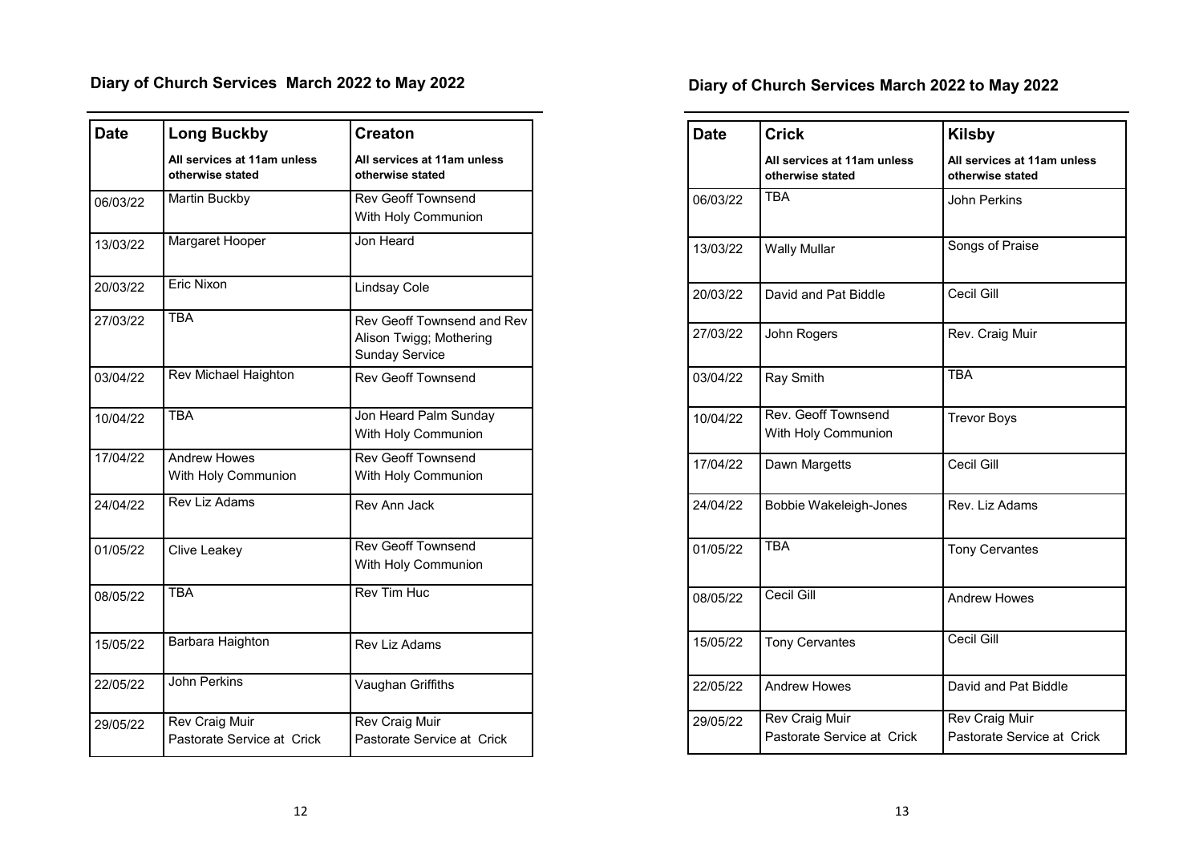## Diary of Church Services March 2022 to May 2022

| Date | Long Buckby<br>All services at 11am unless otherwise stated | Creaton<br>All services at 11am unless otherwise stated |
|---|---|---|
| 06/03/22 | Martin Buckby | Rev Geoff Townsend With Holy Communion |
| 13/03/22 | Margaret Hooper | Jon Heard |
| 20/03/22 | Eric Nixon | Lindsay Cole |
| 27/03/22 | TBA | Rev Geoff Townsend and Rev Alison Twigg; Mothering Sunday Service |
| 03/04/22 | Rev Michael Haighton | Rev Geoff Townsend |
| 10/04/22 | TBA | Jon Heard Palm Sunday With Holy Communion |
| 17/04/22 | Andrew Howes With Holy Communion | Rev Geoff Townsend With Holy Communion |
| 24/04/22 | Rev Liz Adams | Rev Ann Jack |
| 01/05/22 | Clive Leakey | Rev Geoff Townsend With Holy Communion |
| 08/05/22 | TBA | Rev Tim Huc |
| 15/05/22 | Barbara Haighton | Rev Liz Adams |
| 22/05/22 | John Perkins | Vaughan Griffiths |
| 29/05/22 | Rev Craig Muir Pastorate Service at Crick | Rev Craig Muir Pastorate Service at Crick |

## Diary of Church Services March 2022 to May 2022

| Date | Crick<br>All services at 11am unless otherwise stated | Kilsby<br>All services at 11am unless otherwise stated |
|---|---|---|
| 06/03/22 | TBA | John Perkins |
| 13/03/22 | Wally Mullar | Songs of Praise |
| 20/03/22 | David and Pat Biddle | Cecil Gill |
| 27/03/22 | John Rogers | Rev. Craig Muir |
| 03/04/22 | Ray Smith | TBA |
| 10/04/22 | Rev. Geoff Townsend With Holy Communion | Trevor Boys |
| 17/04/22 | Dawn Margetts | Cecil Gill |
| 24/04/22 | Bobbie Wakeleigh-Jones | Rev. Liz Adams |
| 01/05/22 | TBA | Tony Cervantes |
| 08/05/22 | Cecil Gill | Andrew Howes |
| 15/05/22 | Tony Cervantes | Cecil Gill |
| 22/05/22 | Andrew Howes | David and Pat Biddle |
| 29/05/22 | Rev Craig Muir Pastorate Service at Crick | Rev Craig Muir Pastorate Service at Crick |